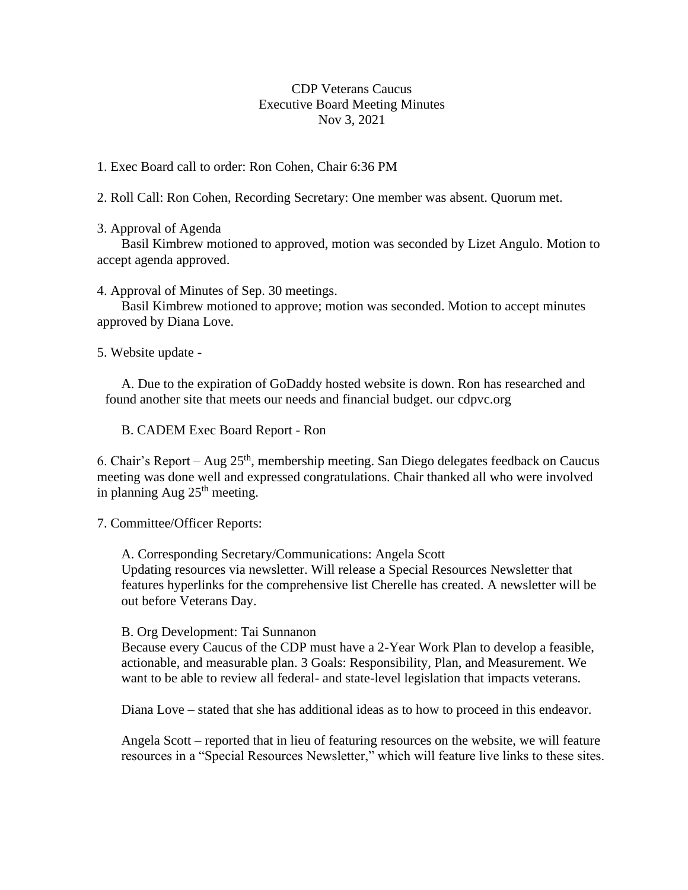CDP Veterans Caucus
Executive Board Meeting Minutes
Nov 3, 2021

1. Exec Board call to order: Ron Cohen, Chair 6:36 PM

2. Roll Call: Ron Cohen, Recording Secretary: One member was absent. Quorum met.

3. Approval of Agenda

   Basil Kimbrew motioned to approved, motion was seconded by Lizet Angulo. Motion to accept agenda approved.

4. Approval of Minutes of Sep. 30 meetings.

   Basil Kimbrew motioned to approve; motion was seconded. Motion to accept minutes approved by Diana Love.

5. Website update -

   A. Due to the expiration of GoDaddy hosted website is down. Ron has researched and found another site that meets our needs and financial budget. our cdpvc.org

   B. CADEM Exec Board Report - Ron

6. Chair's Report – Aug 25th, membership meeting. San Diego delegates feedback on Caucus meeting was done well and expressed congratulations. Chair thanked all who were involved in planning Aug 25th meeting.

7. Committee/Officer Reports:

   A. Corresponding Secretary/Communications: Angela Scott
   Updating resources via newsletter. Will release a Special Resources Newsletter that features hyperlinks for the comprehensive list Cherelle has created. A newsletter will be out before Veterans Day.

   B. Org Development: Tai Sunnanon
   Because every Caucus of the CDP must have a 2-Year Work Plan to develop a feasible, actionable, and measurable plan. 3 Goals: Responsibility, Plan, and Measurement. We want to be able to review all federal- and state-level legislation that impacts veterans.

   Diana Love – stated that she has additional ideas as to how to proceed in this endeavor.

   Angela Scott – reported that in lieu of featuring resources on the website, we will feature resources in a "Special Resources Newsletter," which will feature live links to these sites.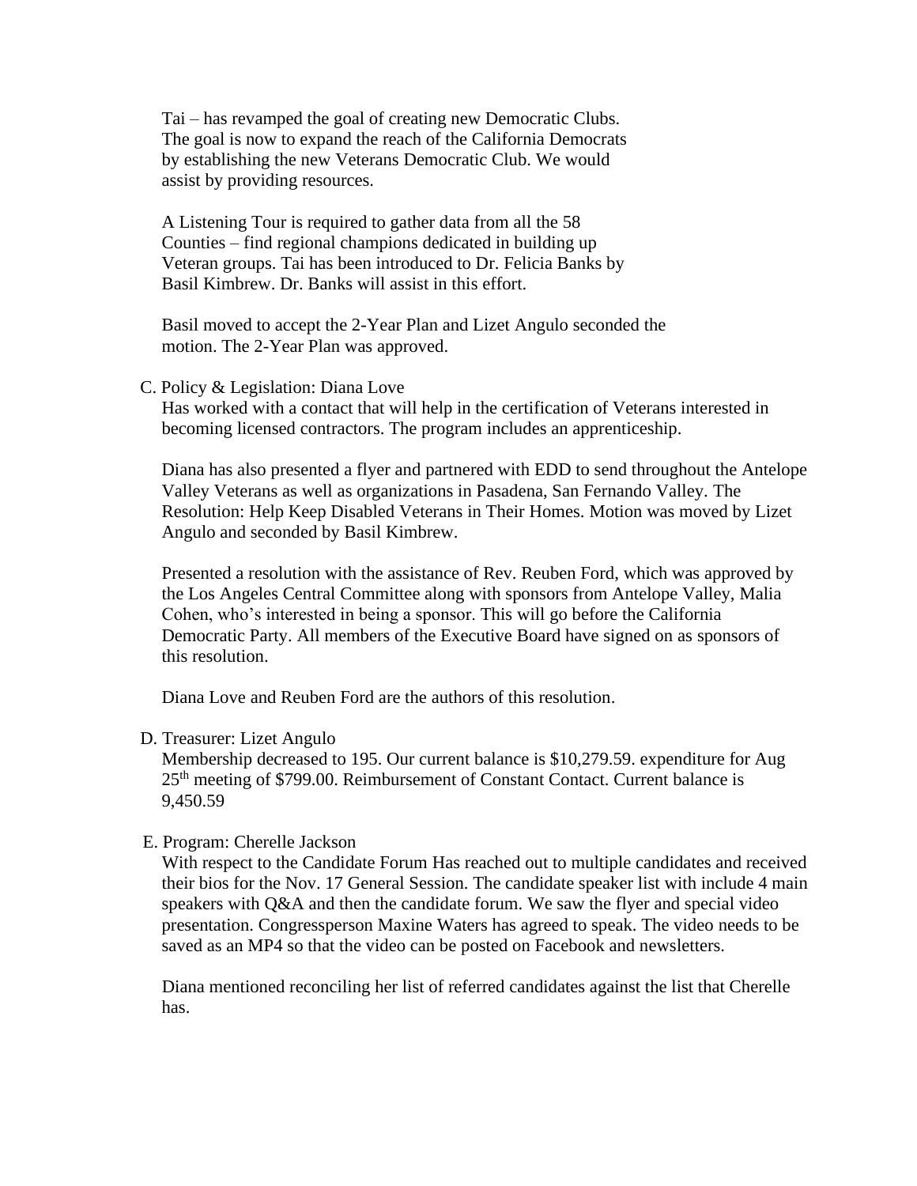Tai – has revamped the goal of creating new Democratic Clubs. The goal is now to expand the reach of the California Democrats by establishing the new Veterans Democratic Club. We would assist by providing resources.

A Listening Tour is required to gather data from all the 58 Counties – find regional champions dedicated in building up Veteran groups. Tai has been introduced to Dr. Felicia Banks by Basil Kimbrew. Dr. Banks will assist in this effort.

Basil moved to accept the 2-Year Plan and Lizet Angulo seconded the motion. The 2-Year Plan was approved.

C. Policy & Legislation: Diana Love

Has worked with a contact that will help in the certification of Veterans interested in becoming licensed contractors. The program includes an apprenticeship.

Diana has also presented a flyer and partnered with EDD to send throughout the Antelope Valley Veterans as well as organizations in Pasadena, San Fernando Valley. The Resolution: Help Keep Disabled Veterans in Their Homes. Motion was moved by Lizet Angulo and seconded by Basil Kimbrew.

Presented a resolution with the assistance of Rev. Reuben Ford, which was approved by the Los Angeles Central Committee along with sponsors from Antelope Valley, Malia Cohen, who's interested in being a sponsor. This will go before the California Democratic Party. All members of the Executive Board have signed on as sponsors of this resolution.

Diana Love and Reuben Ford are the authors of this resolution.

D. Treasurer: Lizet Angulo

Membership decreased to 195. Our current balance is $10,279.59. expenditure for Aug 25th meeting of $799.00. Reimbursement of Constant Contact. Current balance is 9,450.59

E. Program: Cherelle Jackson

With respect to the Candidate Forum Has reached out to multiple candidates and received their bios for the Nov. 17 General Session. The candidate speaker list with include 4 main speakers with Q&A and then the candidate forum. We saw the flyer and special video presentation. Congressperson Maxine Waters has agreed to speak. The video needs to be saved as an MP4 so that the video can be posted on Facebook and newsletters.

Diana mentioned reconciling her list of referred candidates against the list that Cherelle has.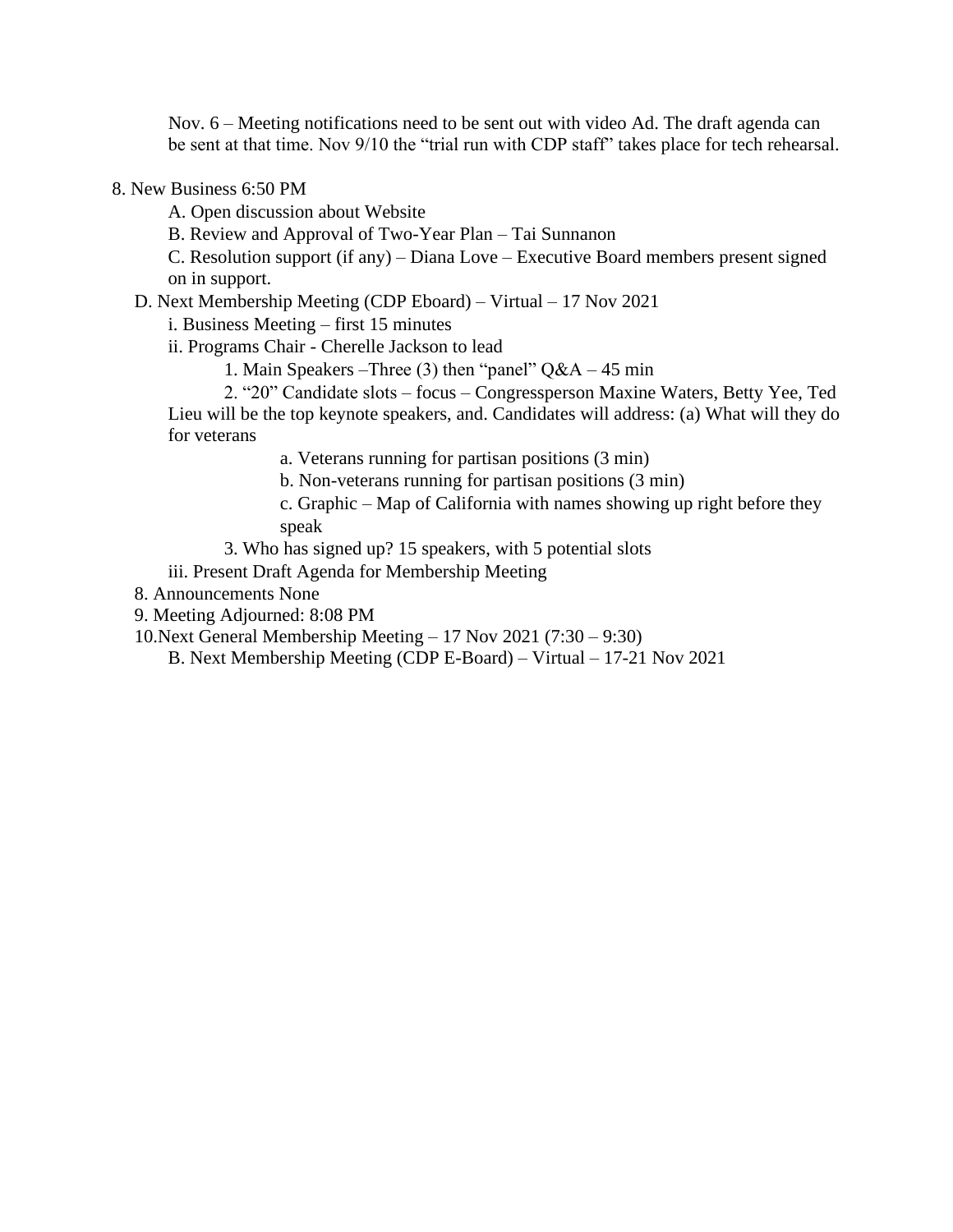Nov. 6 – Meeting notifications need to be sent out with video Ad. The draft agenda can be sent at that time. Nov 9/10 the "trial run with CDP staff" takes place for tech rehearsal.

8. New Business 6:50 PM
   - A. Open discussion about Website
   - B. Review and Approval of Two-Year Plan – Tai Sunnanon
   - C. Resolution support (if any) – Diana Love – Executive Board members present signed on in support.
   - D. Next Membership Meeting (CDP Eboard) – Virtual – 17 Nov 2021
     - i. Business Meeting – first 15 minutes
     - ii. Programs Chair - Cherelle Jackson to lead
       1. Main Speakers –Three (3) then "panel" Q&A – 45 min
       2. "20" Candidate slots – focus – Congressperson Maxine Waters, Betty Yee, Ted Lieu will be the top keynote speakers, and. Candidates will address: (a) What will they do for veterans
          - a. Veterans running for partisan positions (3 min)
          - b. Non-veterans running for partisan positions (3 min)
          - c. Graphic – Map of California with names showing up right before they speak
       3. Who has signed up? 15 speakers, with 5 potential slots
     - iii. Present Draft Agenda for Membership Meeting

8. Announcements None

9. Meeting Adjourned: 8:08 PM

10. Next General Membership Meeting – 17 Nov 2021 (7:30 – 9:30)
    - B. Next Membership Meeting (CDP E-Board) – Virtual – 17-21 Nov 2021